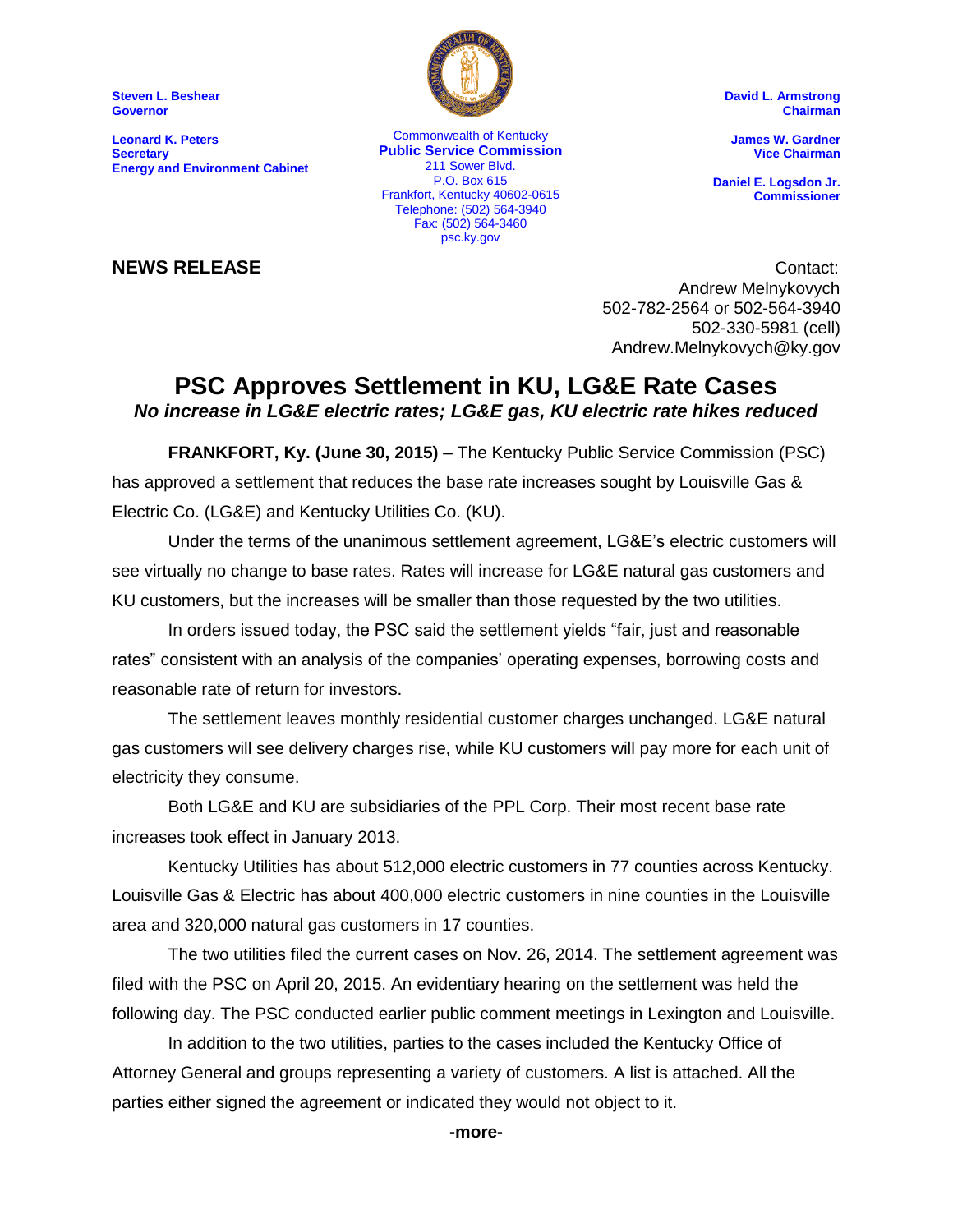**Steven L. Beshear**
**Governor**

**Leonard K. Peters**
**Secretary**
**Energy and Environment Cabinet**

Commonwealth of Kentucky
**Public Service Commission**
211 Sower Blvd.
P.O. Box 615
Frankfort, Kentucky 40602-0615
Telephone: (502) 564-3940
Fax: (502) 564-3460
psc.ky.gov

**David L. Armstrong**
**Chairman**

**James W. Gardner**
**Vice Chairman**

**Daniel E. Logsdon Jr.**
**Commissioner**

**NEWS RELEASE**

Contact:
Andrew Melnykovych
502-782-2564 or 502-564-3940
502-330-5981 (cell)
Andrew.Melnykovych@ky.gov

# PSC Approves Settlement in KU, LG&E Rate Cases

***No increase in LG&E electric rates; LG&E gas, KU electric rate hikes reduced***

**FRANKFORT, Ky. (June 30, 2015)** – The Kentucky Public Service Commission (PSC) has approved a settlement that reduces the base rate increases sought by Louisville Gas & Electric Co. (LG&E) and Kentucky Utilities Co. (KU).

Under the terms of the unanimous settlement agreement, LG&E's electric customers will see virtually no change to base rates. Rates will increase for LG&E natural gas customers and KU customers, but the increases will be smaller than those requested by the two utilities.

In orders issued today, the PSC said the settlement yields "fair, just and reasonable rates" consistent with an analysis of the companies' operating expenses, borrowing costs and reasonable rate of return for investors.

The settlement leaves monthly residential customer charges unchanged. LG&E natural gas customers will see delivery charges rise, while KU customers will pay more for each unit of electricity they consume.

Both LG&E and KU are subsidiaries of the PPL Corp. Their most recent base rate increases took effect in January 2013.

Kentucky Utilities has about 512,000 electric customers in 77 counties across Kentucky. Louisville Gas & Electric has about 400,000 electric customers in nine counties in the Louisville area and 320,000 natural gas customers in 17 counties.

The two utilities filed the current cases on Nov. 26, 2014. The settlement agreement was filed with the PSC on April 20, 2015. An evidentiary hearing on the settlement was held the following day. The PSC conducted earlier public comment meetings in Lexington and Louisville.

In addition to the two utilities, parties to the cases included the Kentucky Office of Attorney General and groups representing a variety of customers. A list is attached. All the parties either signed the agreement or indicated they would not object to it.

**-more-**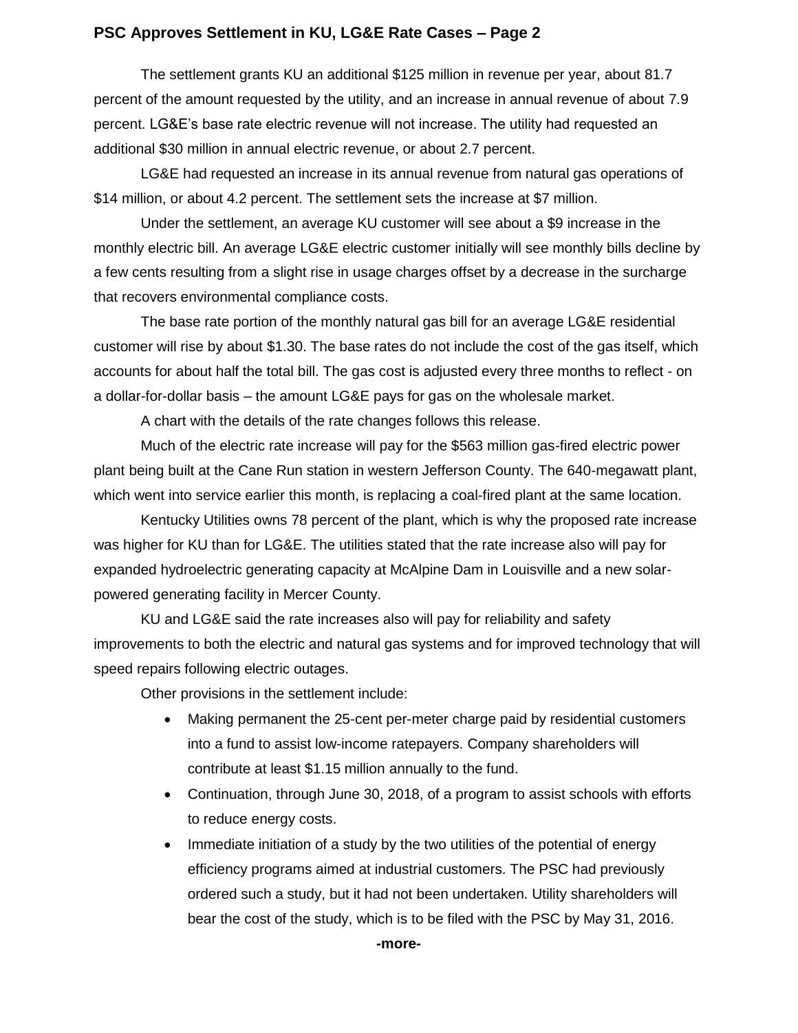The settlement grants KU an additional $125 million in revenue per year, about 81.7 percent of the amount requested by the utility, and an increase in annual revenue of about 7.9 percent. LG&E's base rate electric revenue will not increase. The utility had requested an additional $30 million in annual electric revenue, or about 2.7 percent.

LG&E had requested an increase in its annual revenue from natural gas operations of $14 million, or about 4.2 percent. The settlement sets the increase at $7 million.

Under the settlement, an average KU customer will see about a $9 increase in the monthly electric bill. An average LG&E electric customer initially will see monthly bills decline by a few cents resulting from a slight rise in usage charges offset by a decrease in the surcharge that recovers environmental compliance costs.

The base rate portion of the monthly natural gas bill for an average LG&E residential customer will rise by about $1.30. The base rates do not include the cost of the gas itself, which accounts for about half the total bill. The gas cost is adjusted every three months to reflect - on a dollar-for-dollar basis – the amount LG&E pays for gas on the wholesale market.

A chart with the details of the rate changes follows this release.

Much of the electric rate increase will pay for the $563 million gas-fired electric power plant being built at the Cane Run station in western Jefferson County. The 640-megawatt plant, which went into service earlier this month, is replacing a coal-fired plant at the same location.

Kentucky Utilities owns 78 percent of the plant, which is why the proposed rate increase was higher for KU than for LG&E. The utilities stated that the rate increase also will pay for expanded hydroelectric generating capacity at McAlpine Dam in Louisville and a new solar-powered generating facility in Mercer County.

KU and LG&E said the rate increases also will pay for reliability and safety improvements to both the electric and natural gas systems and for improved technology that will speed repairs following electric outages.

Other provisions in the settlement include:

- Making permanent the 25-cent per-meter charge paid by residential customers into a fund to assist low-income ratepayers. Company shareholders will contribute at least $1.15 million annually to the fund.
- Continuation, through June 30, 2018, of a program to assist schools with efforts to reduce energy costs.
- Immediate initiation of a study by the two utilities of the potential of energy efficiency programs aimed at industrial customers. The PSC had previously ordered such a study, but it had not been undertaken. Utility shareholders will bear the cost of the study, which is to be filed with the PSC by May 31, 2016.

**-more-**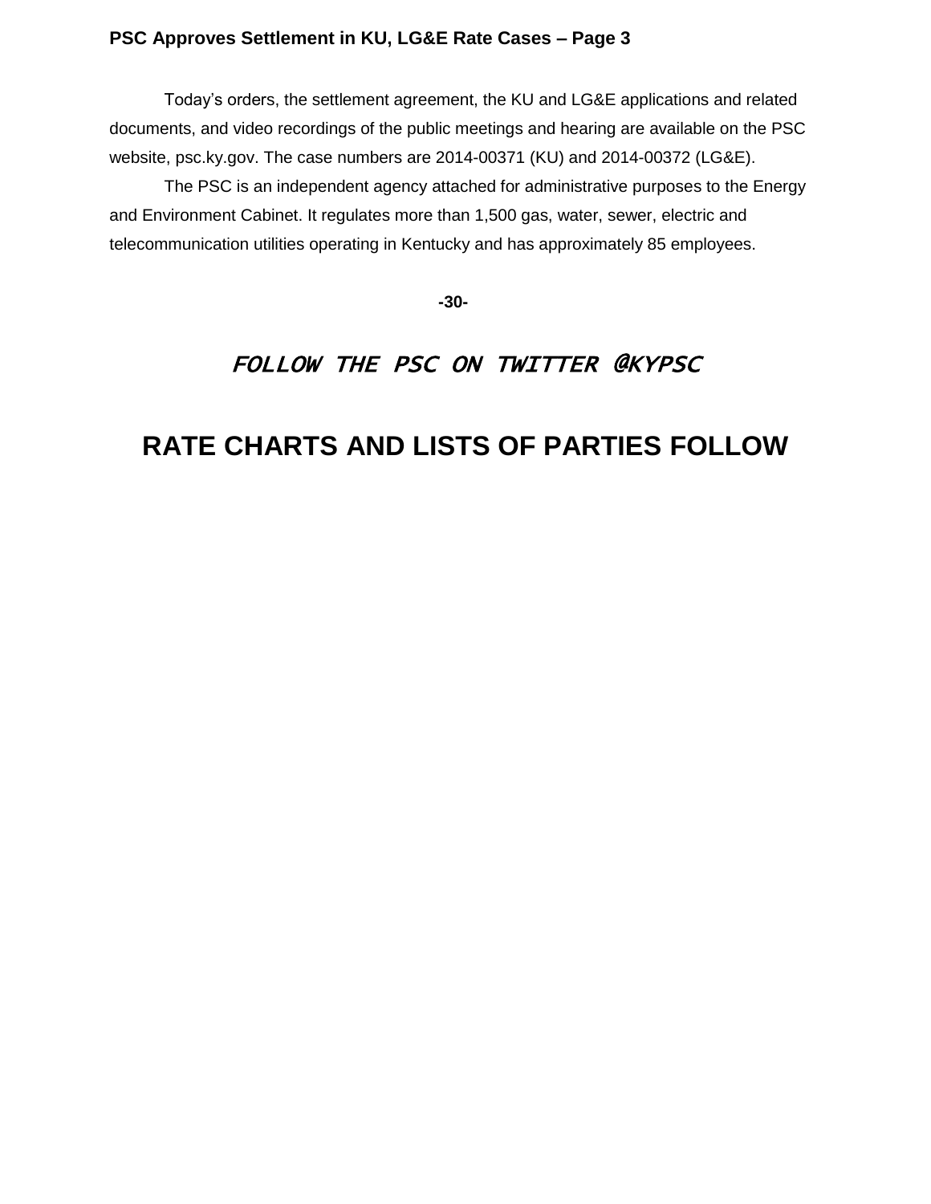Today's orders, the settlement agreement, the KU and LG&E applications and related documents, and video recordings of the public meetings and hearing are available on the PSC website, psc.ky.gov. The case numbers are 2014-00371 (KU) and 2014-00372 (LG&E).

The PSC is an independent agency attached for administrative purposes to the Energy and Environment Cabinet. It regulates more than 1,500 gas, water, sewer, electric and telecommunication utilities operating in Kentucky and has approximately 85 employees.

**-30-**

*FOLLOW THE PSC ON TWITTER @KYPSC*

# RATE CHARTS AND LISTS OF PARTIES FOLLOW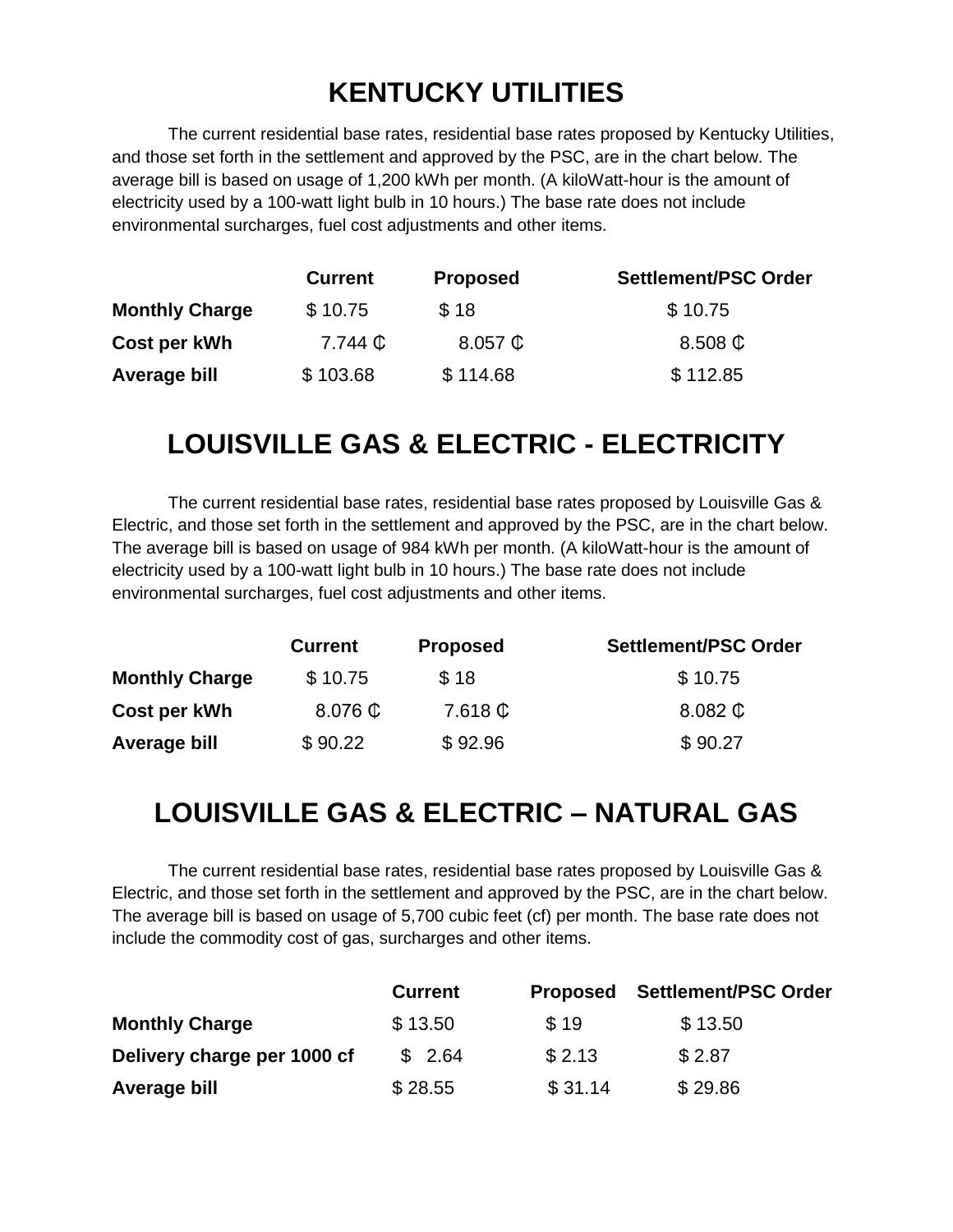# KENTUCKY UTILITIES

The current residential base rates, residential base rates proposed by Kentucky Utilities, and those set forth in the settlement and approved by the PSC, are in the chart below. The average bill is based on usage of 1,200 kWh per month. (A kiloWatt-hour is the amount of electricity used by a 100-watt light bulb in 10 hours.) The base rate does not include environmental surcharges, fuel cost adjustments and other items.

| | Current | Proposed | Settlement/PSC Order |
|---|---|---|---|
| **Monthly Charge** | $ 10.75 | $ 18 | $ 10.75 |
| **Cost per kWh** | 7.744 ₵ | 8.057 ₵ | 8.508 ₵ |
| **Average bill** | $ 103.68 | $ 114.68 | $ 112.85 |

# LOUISVILLE GAS & ELECTRIC - ELECTRICITY

The current residential base rates, residential base rates proposed by Louisville Gas & Electric, and those set forth in the settlement and approved by the PSC, are in the chart below. The average bill is based on usage of 984 kWh per month. (A kiloWatt-hour is the amount of electricity used by a 100-watt light bulb in 10 hours.) The base rate does not include environmental surcharges, fuel cost adjustments and other items.

| | Current | Proposed | Settlement/PSC Order |
|---|---|---|---|
| **Monthly Charge** | $ 10.75 | $ 18 | $ 10.75 |
| **Cost per kWh** | 8.076 ₵ | 7.618 ₵ | 8.082 ₵ |
| **Average bill** | $ 90.22 | $ 92.96 | $ 90.27 |

# LOUISVILLE GAS & ELECTRIC – NATURAL GAS

The current residential base rates, residential base rates proposed by Louisville Gas & Electric, and those set forth in the settlement and approved by the PSC, are in the chart below. The average bill is based on usage of 5,700 cubic feet (cf) per month. The base rate does not include the commodity cost of gas, surcharges and other items.

| | Current | Proposed | Settlement/PSC Order |
|---|---|---|---|
| **Monthly Charge** | $ 13.50 | $ 19 | $ 13.50 |
| **Delivery charge per 1000 cf** | $ 2.64 | $ 2.13 | $ 2.87 |
| **Average bill** | $ 28.55 | $ 31.14 | $ 29.86 |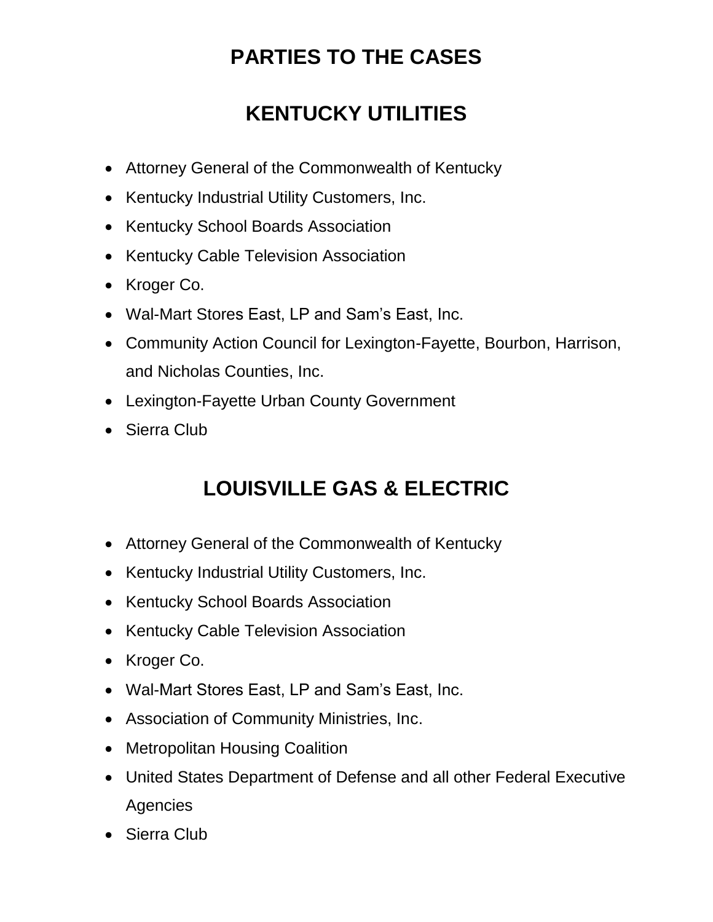# PARTIES TO THE CASES

## KENTUCKY UTILITIES

- Attorney General of the Commonwealth of Kentucky
- Kentucky Industrial Utility Customers, Inc.
- Kentucky School Boards Association
- Kentucky Cable Television Association
- Kroger Co.
- Wal-Mart Stores East, LP and Sam's East, Inc.
- Community Action Council for Lexington-Fayette, Bourbon, Harrison, and Nicholas Counties, Inc.
- Lexington-Fayette Urban County Government
- Sierra Club

## LOUISVILLE GAS & ELECTRIC

- Attorney General of the Commonwealth of Kentucky
- Kentucky Industrial Utility Customers, Inc.
- Kentucky School Boards Association
- Kentucky Cable Television Association
- Kroger Co.
- Wal-Mart Stores East, LP and Sam's East, Inc.
- Association of Community Ministries, Inc.
- Metropolitan Housing Coalition
- United States Department of Defense and all other Federal Executive Agencies
- Sierra Club